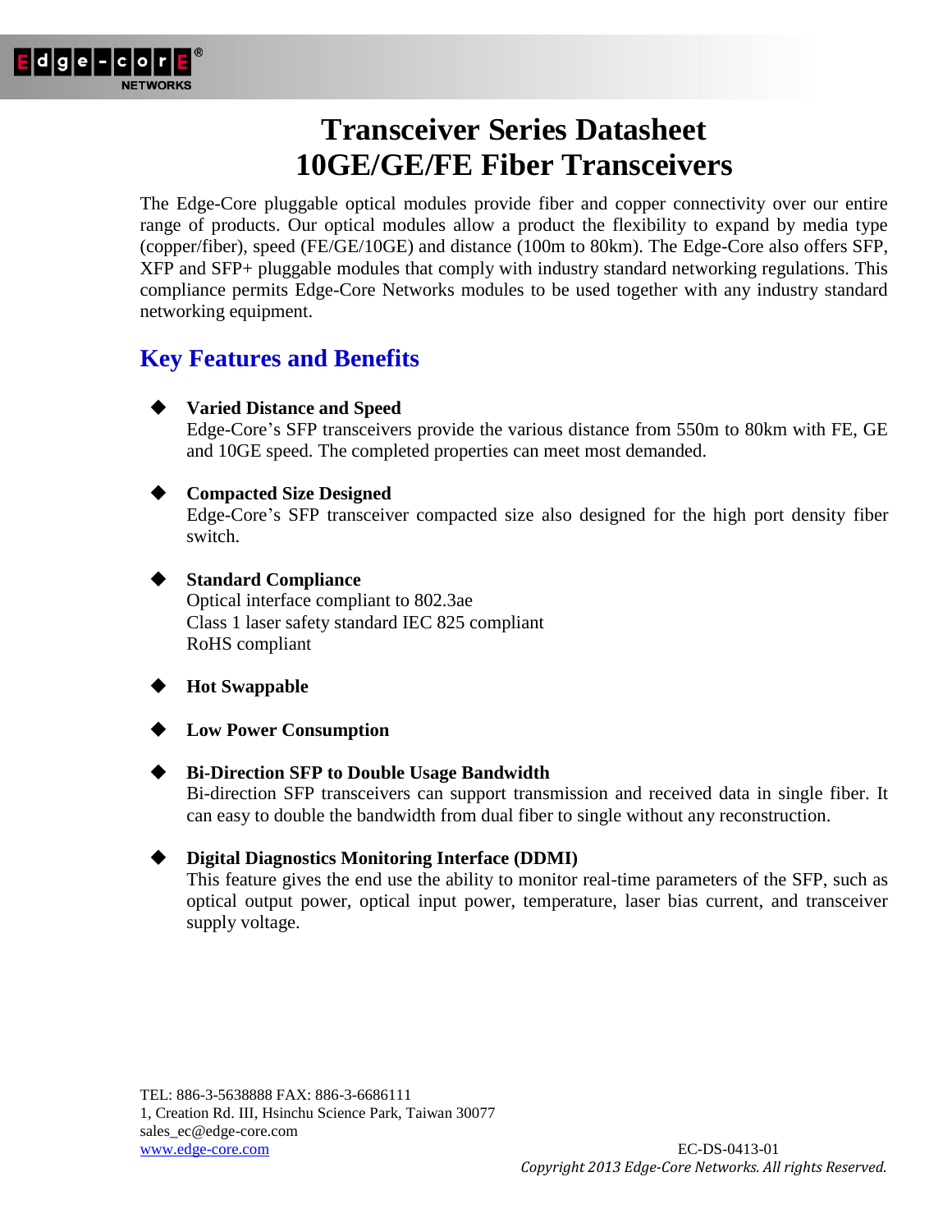# Transceiver Series Datasheet
# 10GE/GE/FE Fiber Transceivers

The Edge-Core pluggable optical modules provide fiber and copper connectivity over our entire range of products. Our optical modules allow a product the flexibility to expand by media type (copper/fiber), speed (FE/GE/10GE) and distance (100m to 80km). The Edge-Core also offers SFP, XFP and SFP+ pluggable modules that comply with industry standard networking regulations. This compliance permits Edge-Core Networks modules to be used together with any industry standard networking equipment.

## Key Features and Benefits

- **Varied Distance and Speed**
  Edge-Core's SFP transceivers provide the various distance from 550m to 80km with FE, GE and 10GE speed. The completed properties can meet most demanded.

- **Compacted Size Designed**
  Edge-Core's SFP transceiver compacted size also designed for the high port density fiber switch.

- **Standard Compliance**
  Optical interface compliant to 802.3ae
  Class 1 laser safety standard IEC 825 compliant
  RoHS compliant

- **Hot Swappable**

- **Low Power Consumption**

- **Bi-Direction SFP to Double Usage Bandwidth**
  Bi-direction SFP transceivers can support transmission and received data in single fiber. It can easy to double the bandwidth from dual fiber to single without any reconstruction.

- **Digital Diagnostics Monitoring Interface (DDMI)**
  This feature gives the end use the ability to monitor real-time parameters of the SFP, such as optical output power, optical input power, temperature, laser bias current, and transceiver supply voltage.

TEL: 886-3-5638888 FAX: 886-3-6686111
1, Creation Rd. III, Hsinchu Science Park, Taiwan 30077
sales_ec@edge-core.com
www.edge-core.com

EC-DS-0413-01
*Copyright 2013 Edge-Core Networks. All rights Reserved.*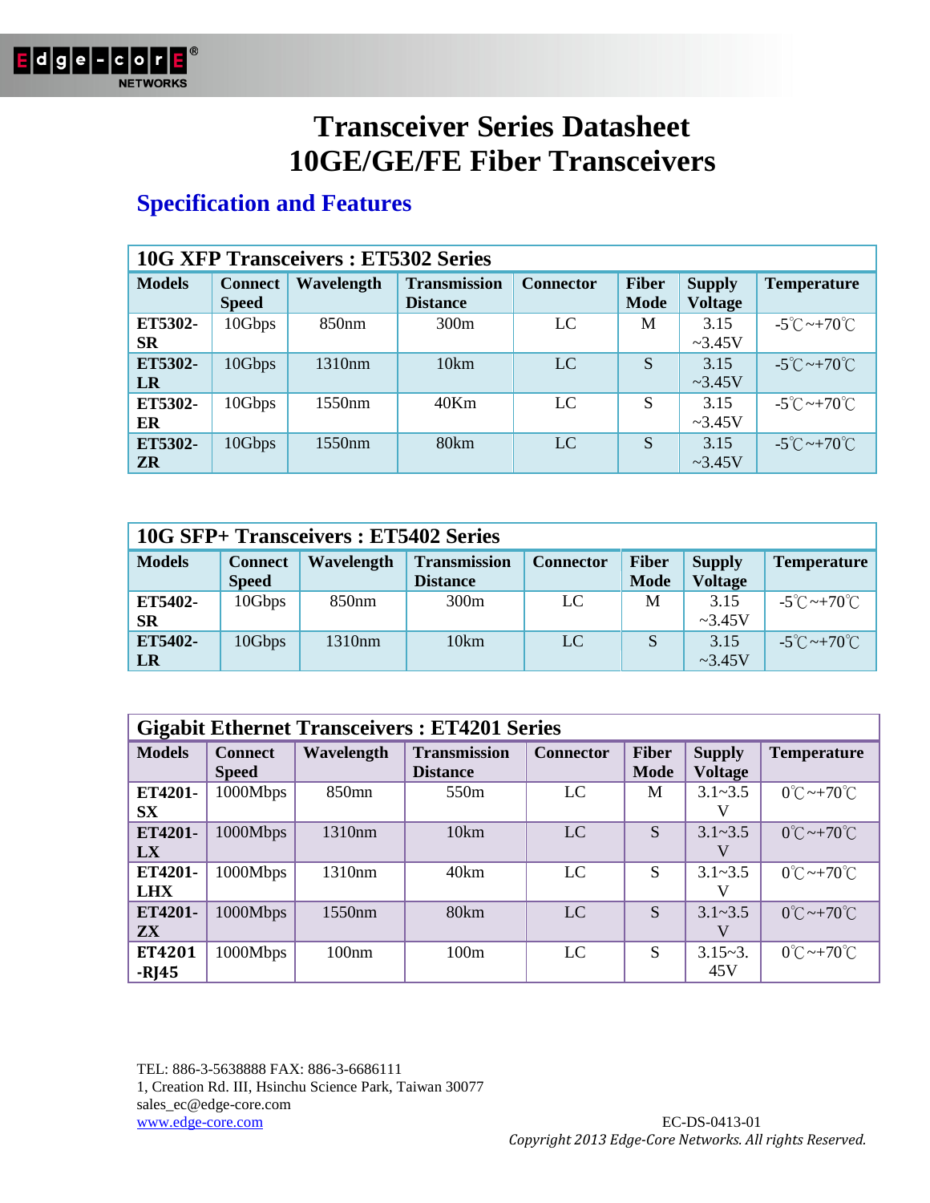# Transceiver Series Datasheet
# 10GE/GE/FE Fiber Transceivers

## Specification and Features

| 10G XFP Transceivers : ET5302 Series | | | | | | | |
|---|---|---|---|---|---|---|---|
| **Models** | **Connect Speed** | **Wavelength** | **Transmission Distance** | **Connector** | **Fiber Mode** | **Supply Voltage** | **Temperature** |
| **ET5302-SR** | 10Gbps | 850nm | 300m | LC | M | 3.15 ~3.45V | -5℃~+70℃ |
| **ET5302-LR** | 10Gbps | 1310nm | 10km | LC | S | 3.15 ~3.45V | -5℃~+70℃ |
| **ET5302-ER** | 10Gbps | 1550nm | 40Km | LC | S | 3.15 ~3.45V | -5℃~+70℃ |
| **ET5302-ZR** | 10Gbps | 1550nm | 80km | LC | S | 3.15 ~3.45V | -5℃~+70℃ |

| 10G SFP+ Transceivers : ET5402 Series | | | | | | | |
|---|---|---|---|---|---|---|---|
| **Models** | **Connect Speed** | **Wavelength** | **Transmission Distance** | **Connector** | **Fiber Mode** | **Supply Voltage** | **Temperature** |
| **ET5402-SR** | 10Gbps | 850nm | 300m | LC | M | 3.15 ~3.45V | -5℃~+70℃ |
| **ET5402-LR** | 10Gbps | 1310nm | 10km | LC | S | 3.15 ~3.45V | -5℃~+70℃ |

| Gigabit Ethernet Transceivers : ET4201 Series | | | | | | | |
|---|---|---|---|---|---|---|---|
| **Models** | **Connect Speed** | **Wavelength** | **Transmission Distance** | **Connector** | **Fiber Mode** | **Supply Voltage** | **Temperature** |
| **ET4201-SX** | 1000Mbps | 850mn | 550m | LC | M | 3.1~3.5 V | 0℃~+70℃ |
| **ET4201-LX** | 1000Mbps | 1310nm | 10km | LC | S | 3.1~3.5 V | 0℃~+70℃ |
| **ET4201-LHX** | 1000Mbps | 1310nm | 40km | LC | S | 3.1~3.5 V | 0℃~+70℃ |
| **ET4201-ZX** | 1000Mbps | 1550nm | 80km | LC | S | 3.1~3.5 V | 0℃~+70℃ |
| **ET4201 -RJ45** | 1000Mbps | 100nm | 100m | LC | S | 3.15~3.45V | 0℃~+70℃ |

TEL: 886-3-5638888 FAX: 886-3-6686111
1, Creation Rd. III, Hsinchu Science Park, Taiwan 30077
sales_ec@edge-core.com
www.edge-core.com

EC-DS-0413-01
*Copyright 2013 Edge-Core Networks. All rights Reserved.*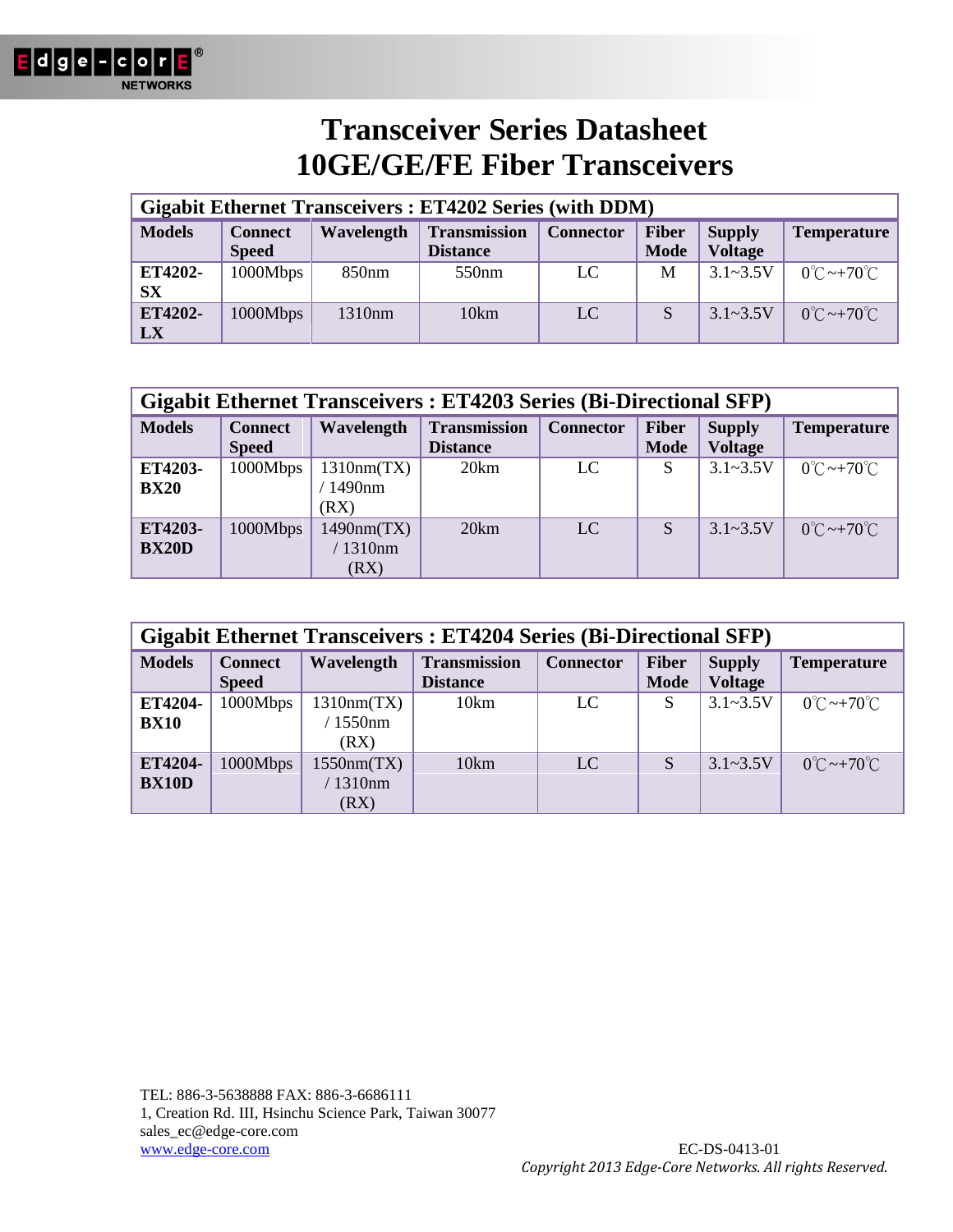# Transceiver Series Datasheet
# 10GE/GE/FE Fiber Transceivers

| Gigabit Ethernet Transceivers : ET4202 Series (with DDM) | | | | | | | |
|---|---|---|---|---|---|---|---|
| **Models** | **Connect Speed** | **Wavelength** | **Transmission Distance** | **Connector** | **Fiber Mode** | **Supply Voltage** | **Temperature** |
| **ET4202-SX** | 1000Mbps | 850nm | 550nm | LC | M | 3.1~3.5V | 0℃~+70℃ |
| **ET4202-LX** | 1000Mbps | 1310nm | 10km | LC | S | 3.1~3.5V | 0℃~+70℃ |

| Gigabit Ethernet Transceivers : ET4203 Series (Bi-Directional SFP) | | | | | | | |
|---|---|---|---|---|---|---|---|
| **Models** | **Connect Speed** | **Wavelength** | **Transmission Distance** | **Connector** | **Fiber Mode** | **Supply Voltage** | **Temperature** |
| **ET4203-BX20** | 1000Mbps | 1310nm(TX) / 1490nm (RX) | 20km | LC | S | 3.1~3.5V | 0℃~+70℃ |
| **ET4203-BX20D** | 1000Mbps | 1490nm(TX) / 1310nm (RX) | 20km | LC | S | 3.1~3.5V | 0℃~+70℃ |

| Gigabit Ethernet Transceivers : ET4204 Series (Bi-Directional SFP) | | | | | | | |
|---|---|---|---|---|---|---|---|
| **Models** | **Connect Speed** | **Wavelength** | **Transmission Distance** | **Connector** | **Fiber Mode** | **Supply Voltage** | **Temperature** |
| **ET4204-BX10** | 1000Mbps | 1310nm(TX) / 1550nm (RX) | 10km | LC | S | 3.1~3.5V | 0℃~+70℃ |
| **ET4204-BX10D** | 1000Mbps | 1550nm(TX) / 1310nm (RX) | 10km | LC | S | 3.1~3.5V | 0℃~+70℃ |

TEL: 886-3-5638888 FAX: 886-3-6686111
1, Creation Rd. III, Hsinchu Science Park, Taiwan 30077
sales_ec@edge-core.com
[www.edge-core.com](http://www.edge-core.com)

EC-DS-0413-01
*Copyright 2013 Edge-Core Networks. All rights Reserved.*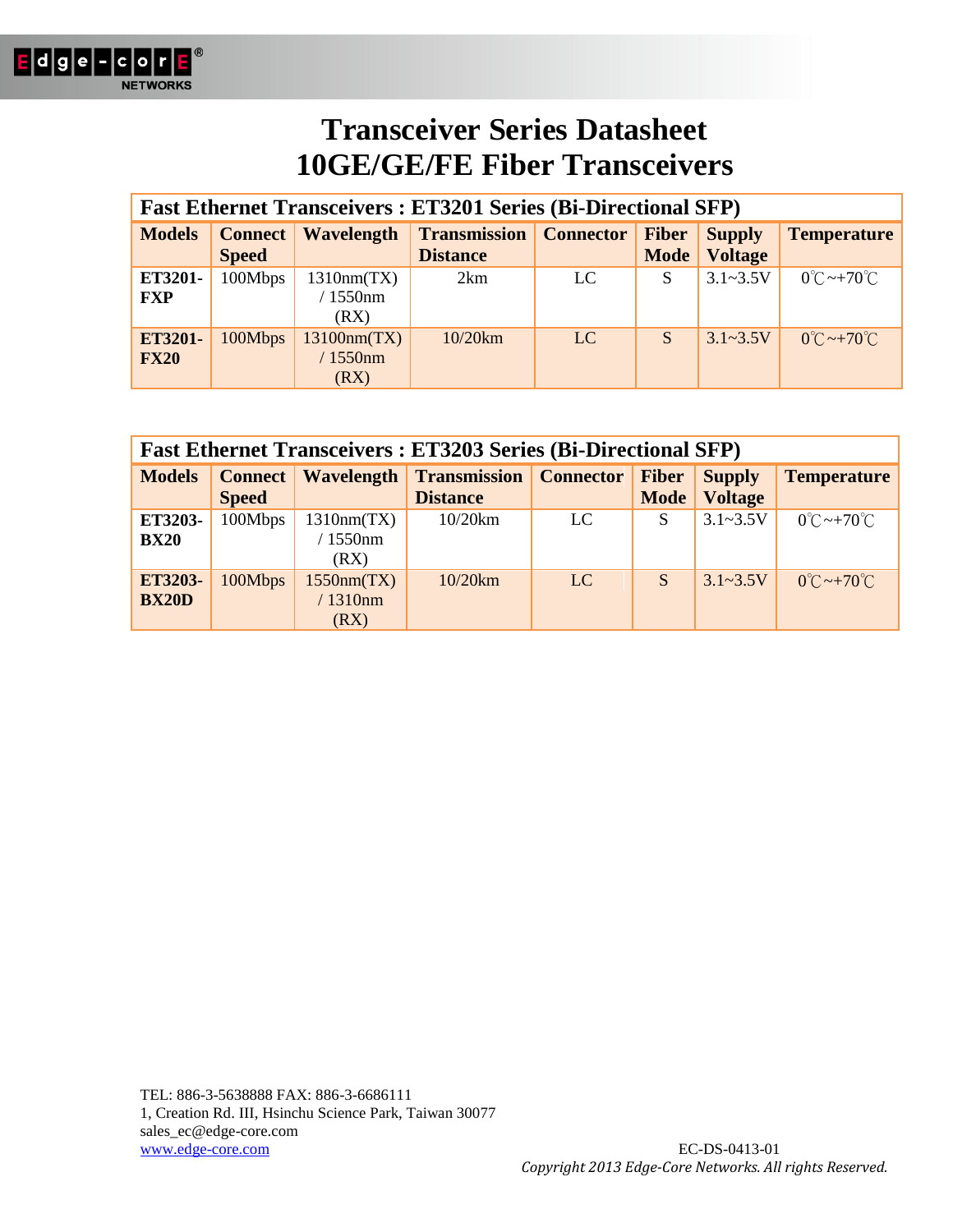# Transceiver Series Datasheet
# 10GE/GE/FE Fiber Transceivers

| Fast Ethernet Transceivers : ET3201 Series (Bi-Directional SFP) | | | | | | | |
|---|---|---|---|---|---|---|---|
| **Models** | **Connect Speed** | **Wavelength** | **Transmission Distance** | **Connector** | **Fiber Mode** | **Supply Voltage** | **Temperature** |
| **ET3201-FXP** | 100Mbps | 1310nm(TX) / 1550nm (RX) | 2km | LC | S | 3.1~3.5V | 0℃~+70℃ |
| **ET3201-FX20** | 100Mbps | 13100nm(TX) / 1550nm (RX) | 10/20km | LC | S | 3.1~3.5V | 0℃~+70℃ |

| Fast Ethernet Transceivers : ET3203 Series (Bi-Directional SFP) | | | | | | | |
|---|---|---|---|---|---|---|---|
| **Models** | **Connect Speed** | **Wavelength** | **Transmission Distance** | **Connector** | **Fiber Mode** | **Supply Voltage** | **Temperature** |
| **ET3203-BX20** | 100Mbps | 1310nm(TX) / 1550nm (RX) | 10/20km | LC | S | 3.1~3.5V | 0℃~+70℃ |
| **ET3203-BX20D** | 100Mbps | 1550nm(TX) / 1310nm (RX) | 10/20km | LC | S | 3.1~3.5V | 0℃~+70℃ |

TEL: 886-3-5638888 FAX: 886-3-6686111
1, Creation Rd. III, Hsinchu Science Park, Taiwan 30077
sales_ec@edge-core.com
www.edge-core.com

EC-DS-0413-01
*Copyright 2013 Edge-Core Networks. All rights Reserved.*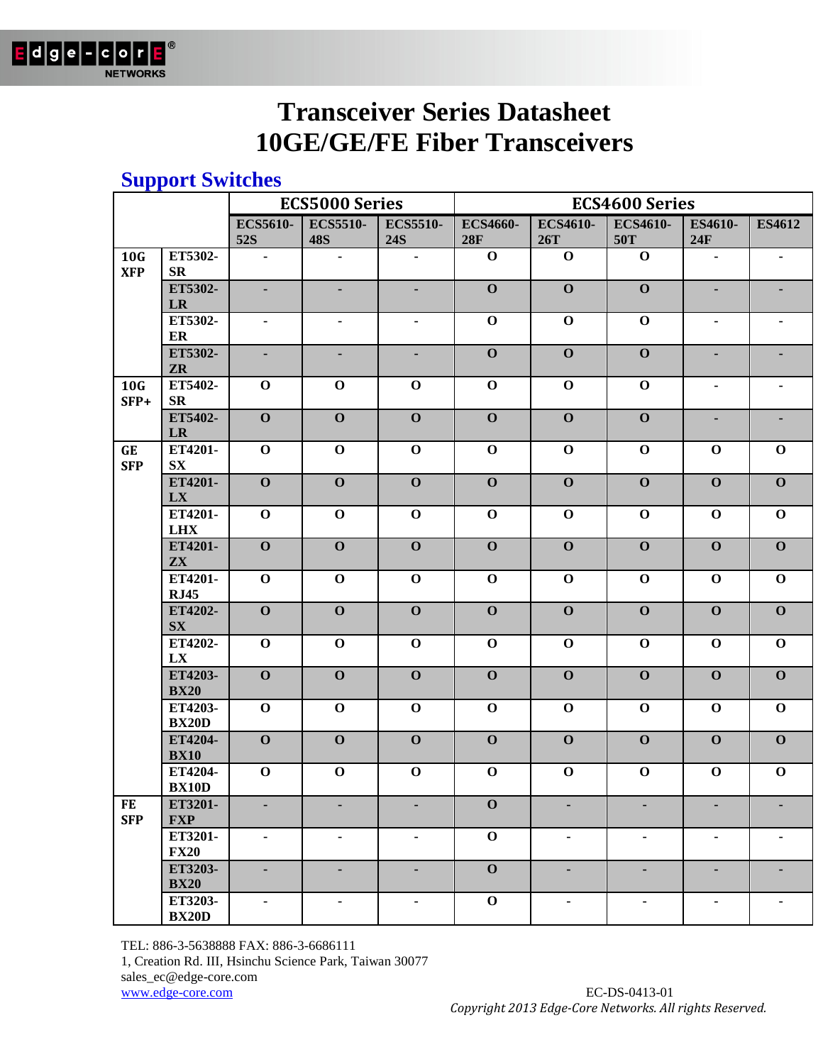# Transceiver Series Datasheet
# 10GE/GE/FE Fiber Transceivers

## Support Switches

| | | ECS5000 Series | | | ECS4600 Series | | | | |
|---|---|---|---|---|---|---|---|---|---|
| | | ECS5610-52S | ECS5510-48S | ECS5510-24S | ECS4660-28F | ECS4610-26T | ECS4610-50T | ES4610-24F | ES4612 |
| 10G XFP | ET5302-SR | - | - | - | O | O | O | - | - |
| | ET5302-LR | - | - | - | O | O | O | - | - |
| | ET5302-ER | - | - | - | O | O | O | - | - |
| | ET5302-ZR | - | - | - | O | O | O | - | - |
| 10G SFP+ | ET5402-SR | O | O | O | O | O | O | - | - |
| | ET5402-LR | O | O | O | O | O | O | - | - |
| GE SFP | ET4201-SX | O | O | O | O | O | O | O | O |
| | ET4201-LX | O | O | O | O | O | O | O | O |
| | ET4201-LHX | O | O | O | O | O | O | O | O |
| | ET4201-ZX | O | O | O | O | O | O | O | O |
| | ET4201-RJ45 | O | O | O | O | O | O | O | O |
| | ET4202-SX | O | O | O | O | O | O | O | O |
| | ET4202-LX | O | O | O | O | O | O | O | O |
| | ET4203-BX20 | O | O | O | O | O | O | O | O |
| | ET4203-BX20D | O | O | O | O | O | O | O | O |
| | ET4204-BX10 | O | O | O | O | O | O | O | O |
| | ET4204-BX10D | O | O | O | O | O | O | O | O |
| FE SFP | ET3201-FXP | - | - | - | O | - | - | - | - |
| | ET3201-FX20 | - | - | - | O | - | - | - | - |
| | ET3203-BX20 | - | - | - | O | - | - | - | - |
| | ET3203-BX20D | - | - | - | O | - | - | - | - |

TEL: 886-3-5638888 FAX: 886-3-6686111
1, Creation Rd. III, Hsinchu Science Park, Taiwan 30077
sales_ec@edge-core.com
www.edge-core.com

EC-DS-0413-01
*Copyright 2013 Edge-Core Networks. All rights Reserved.*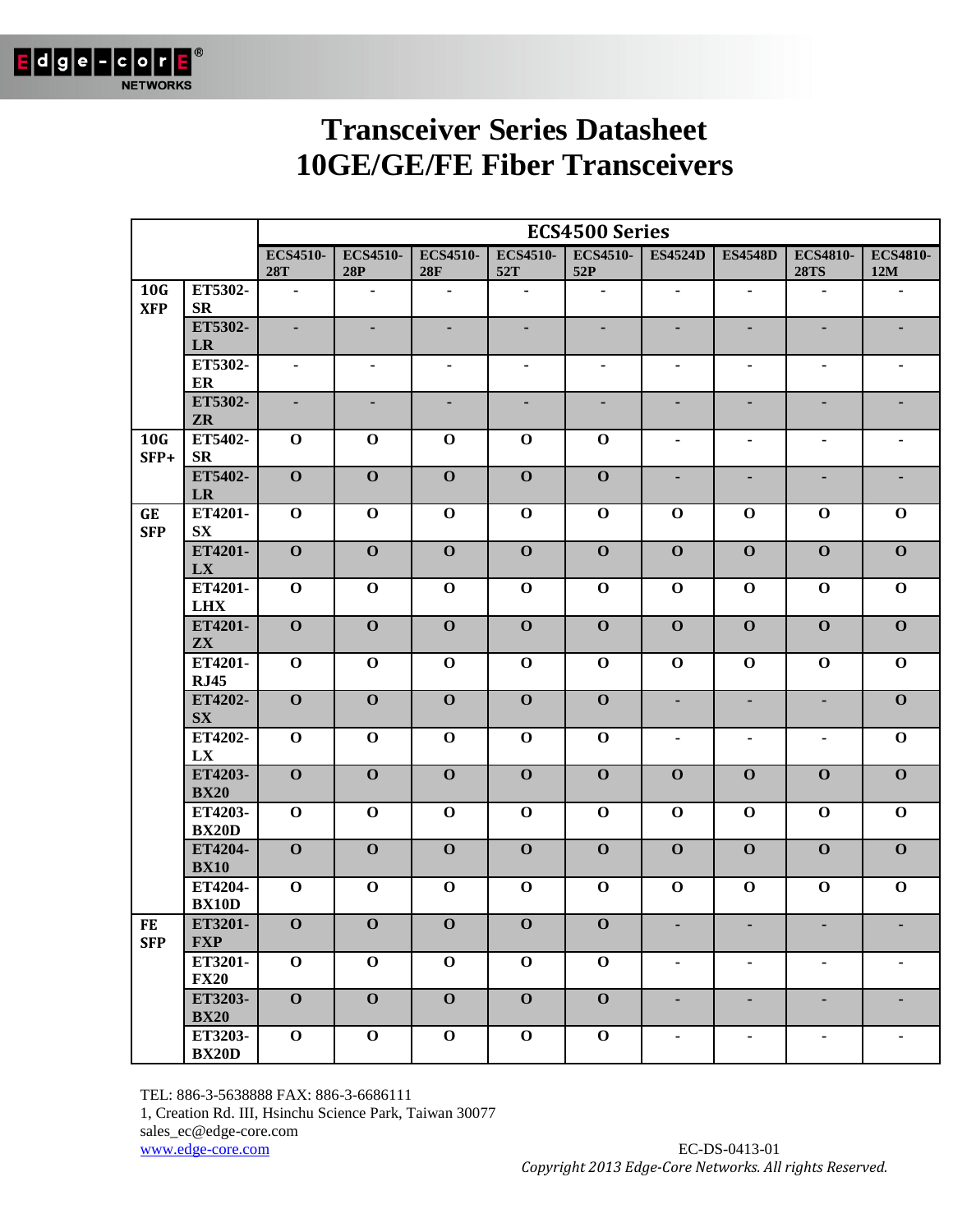# Transceiver Series Datasheet
# 10GE/GE/FE Fiber Transceivers

| | | ECS4500 Series | | | | | | | | |
|---|---|---|---|---|---|---|---|---|---|---|
| | | **ECS4510-28T** | **ECS4510-28P** | **ECS4510-28F** | **ECS4510-52T** | **ECS4510-52P** | **ES4524D** | **ES4548D** | **ECS4810-28TS** | **ECS4810-12M** |
| **10G XFP** | **ET5302-SR** | - | - | - | - | - | - | - | - | - |
| | **ET5302-LR** | - | - | - | - | - | - | - | - | - |
| | **ET5302-ER** | - | - | - | - | - | - | - | - | - |
| | **ET5302-ZR** | - | - | - | - | - | - | - | - | - |
| **10G SFP+** | **ET5402-SR** | O | O | O | O | O | - | - | - | - |
| | **ET5402-LR** | O | O | O | O | O | - | - | - | - |
| **GE SFP** | **ET4201-SX** | O | O | O | O | O | O | O | O | O |
| | **ET4201-LX** | O | O | O | O | O | O | O | O | O |
| | **ET4201-LHX** | O | O | O | O | O | O | O | O | O |
| | **ET4201-ZX** | O | O | O | O | O | O | O | O | O |
| | **ET4201-RJ45** | O | O | O | O | O | O | O | O | O |
| | **ET4202-SX** | O | O | O | O | O | - | - | - | O |
| | **ET4202-LX** | O | O | O | O | O | - | - | - | O |
| | **ET4203-BX20** | O | O | O | O | O | O | O | O | O |
| | **ET4203-BX20D** | O | O | O | O | O | O | O | O | O |
| | **ET4204-BX10** | O | O | O | O | O | O | O | O | O |
| | **ET4204-BX10D** | O | O | O | O | O | O | O | O | O |
| **FE SFP** | **ET3201-FXP** | O | O | O | O | O | - | - | - | - |
| | **ET3201-FX20** | O | O | O | O | O | - | - | - | - |
| | **ET3203-BX20** | O | O | O | O | O | - | - | - | - |
| | **ET3203-BX20D** | O | O | O | O | O | - | - | - | - |

TEL: 886-3-5638888 FAX: 886-3-6686111
1, Creation Rd. III, Hsinchu Science Park, Taiwan 30077
sales_ec@edge-core.com
www.edge-core.com

EC-DS-0413-01
*Copyright 2013 Edge-Core Networks. All rights Reserved.*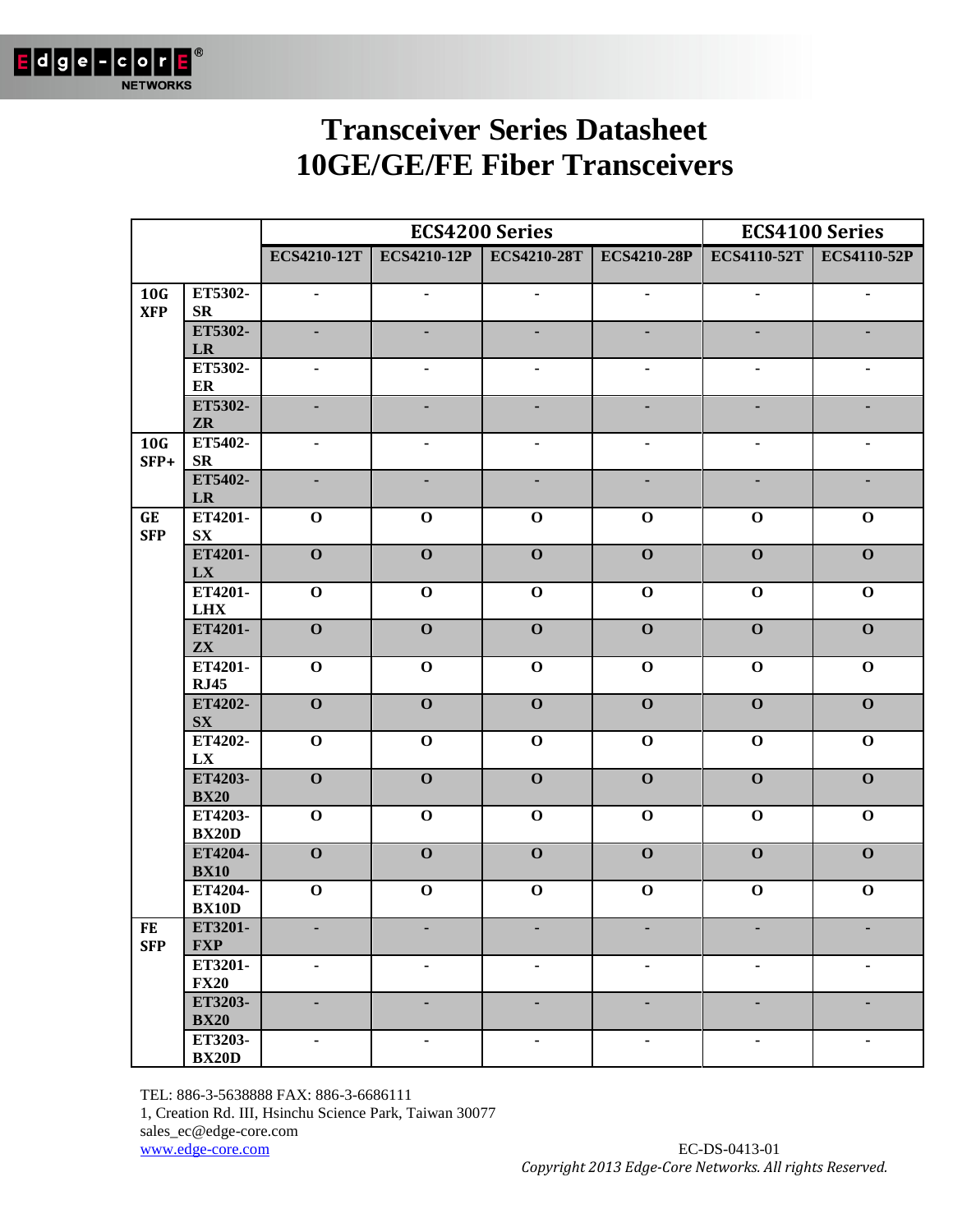# Transceiver Series Datasheet
# 10GE/GE/FE Fiber Transceivers

| | | ECS4200 Series | | | | ECS4100 Series | |
|---|---|---|---|---|---|---|---|
| | | ECS4210-12T | ECS4210-12P | ECS4210-28T | ECS4210-28P | ECS4110-52T | ECS4110-52P |
| 10G XFP | ET5302-SR | - | - | - | - | - | - |
| | ET5302-LR | - | - | - | - | - | - |
| | ET5302-ER | - | - | - | - | - | - |
| | ET5302-ZR | - | - | - | - | - | - |
| 10G SFP+ | ET5402-SR | - | - | - | - | - | - |
| | ET5402-LR | - | - | - | - | - | - |
| GE SFP | ET4201-SX | O | O | O | O | O | O |
| | ET4201-LX | O | O | O | O | O | O |
| | ET4201-LHX | O | O | O | O | O | O |
| | ET4201-ZX | O | O | O | O | O | O |
| | ET4201-RJ45 | O | O | O | O | O | O |
| | ET4202-SX | O | O | O | O | O | O |
| | ET4202-LX | O | O | O | O | O | O |
| | ET4203-BX20 | O | O | O | O | O | O |
| | ET4203-BX20D | O | O | O | O | O | O |
| | ET4204-BX10 | O | O | O | O | O | O |
| | ET4204-BX10D | O | O | O | O | O | O |
| FE SFP | ET3201-FXP | - | - | - | - | - | - |
| | ET3201-FX20 | - | - | - | - | - | - |
| | ET3203-BX20 | - | - | - | - | - | - |
| | ET3203-BX20D | - | - | - | - | - | - |

TEL: 886-3-5638888 FAX: 886-3-6686111
1, Creation Rd. III, Hsinchu Science Park, Taiwan 30077
sales_ec@edge-core.com
www.edge-core.com

EC-DS-0413-01
*Copyright 2013 Edge-Core Networks. All rights Reserved.*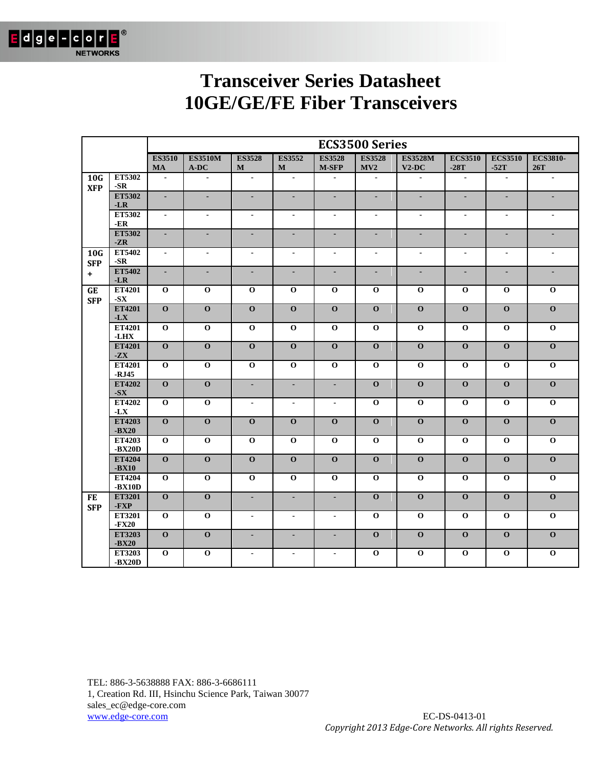# Transceiver Series Datasheet
# 10GE/GE/FE Fiber Transceivers

| | | ECS3500 Series | | | | | | | | | |
|---|---|---|---|---|---|---|---|---|---|---|---|
| | | ES3510MA | ES3510MA-DC | ES3528M | ES3552M | ES3528M-SFP | ES3528MV2 | ES3528MV2-DC | ECS3510-28T | ECS3510-52T | ECS3810-26T |
| 10G XFP | ET5302-SR | - | - | - | - | - | - | - | - | - | - |
| | ET5302-LR | - | - | - | - | - | - | - | - | - | - |
| | ET5302-ER | - | - | - | - | - | - | - | - | - | - |
| | ET5302-ZR | - | - | - | - | - | - | - | - | - | - |
| 10G SFP+ | ET5402-SR | - | - | - | - | - | - | - | - | - | - |
| | ET5402-LR | - | - | - | - | - | - | - | - | - | - |
| GE SFP | ET4201-SX | O | O | O | O | O | O | O | O | O | O |
| | ET4201-LX | O | O | O | O | O | O | O | O | O | O |
| | ET4201-LHX | O | O | O | O | O | O | O | O | O | O |
| | ET4201-ZX | O | O | O | O | O | O | O | O | O | O |
| | ET4201-RJ45 | O | O | O | O | O | O | O | O | O | O |
| | ET4202-SX | O | O | - | - | - | O | O | O | O | O |
| | ET4202-LX | O | O | - | - | - | O | O | O | O | O |
| | ET4203-BX20 | O | O | O | O | O | O | O | O | O | O |
| | ET4203-BX20D | O | O | O | O | O | O | O | O | O | O |
| | ET4204-BX10 | O | O | O | O | O | O | O | O | O | O |
| | ET4204-BX10D | O | O | O | O | O | O | O | O | O | O |
| FE SFP | ET3201-FXP | O | O | - | - | - | O | O | O | O | O |
| | ET3201-FX20 | O | O | - | - | - | O | O | O | O | O |
| | ET3203-BX20 | O | O | - | - | - | O | O | O | O | O |
| | ET3203-BX20D | O | O | - | - | - | O | O | O | O | O |

TEL: 886-3-5638888 FAX: 886-3-6686111
1, Creation Rd. III, Hsinchu Science Park, Taiwan 30077
sales_ec@edge-core.com
www.edge-core.com

EC-DS-0413-01
*Copyright 2013 Edge-Core Networks. All rights Reserved.*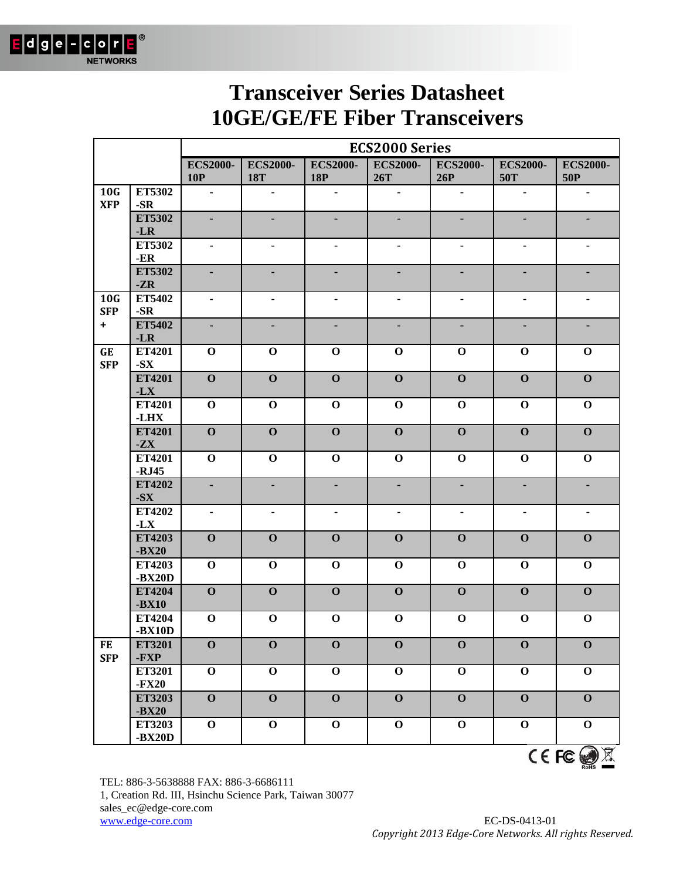# Transceiver Series Datasheet
# 10GE/GE/FE Fiber Transceivers

| | | ECS2000 Series | | | | | | |
|---|---|---|---|---|---|---|---|---|
| | | ECS2000-10P | ECS2000-18T | ECS2000-18P | ECS2000-26T | ECS2000-26P | ECS2000-50T | ECS2000-50P |
| 10G XFP | ET5302-SR | - | - | - | - | - | - | - |
| | ET5302-LR | - | - | - | - | - | - | - |
| | ET5302-ER | - | - | - | - | - | - | - |
| | ET5302-ZR | - | - | - | - | - | - | - |
| 10G SFP+ | ET5402-SR | - | - | - | - | - | - | - |
| | ET5402-LR | - | - | - | - | - | - | - |
| GE SFP | ET4201-SX | O | O | O | O | O | O | O |
| | ET4201-LX | O | O | O | O | O | O | O |
| | ET4201-LHX | O | O | O | O | O | O | O |
| | ET4201-ZX | O | O | O | O | O | O | O |
| | ET4201-RJ45 | O | O | O | O | O | O | O |
| | ET4202-SX | - | - | - | - | - | - | - |
| | ET4202-LX | - | - | - | - | - | - | - |
| | ET4203-BX20 | O | O | O | O | O | O | O |
| | ET4203-BX20D | O | O | O | O | O | O | O |
| | ET4204-BX10 | O | O | O | O | O | O | O |
| | ET4204-BX10D | O | O | O | O | O | O | O |
| FE SFP | ET3201-FXP | O | O | O | O | O | O | O |
| | ET3201-FX20 | O | O | O | O | O | O | O |
| | ET3203-BX20 | O | O | O | O | O | O | O |
| | ET3203-BX20D | O | O | O | O | O | O | O |

TEL: 886-3-5638888 FAX: 886-3-6686111
1, Creation Rd. III, Hsinchu Science Park, Taiwan 30077
sales_ec@edge-core.com
www.edge-core.com

EC-DS-0413-01
*Copyright 2013 Edge-Core Networks. All rights Reserved.*